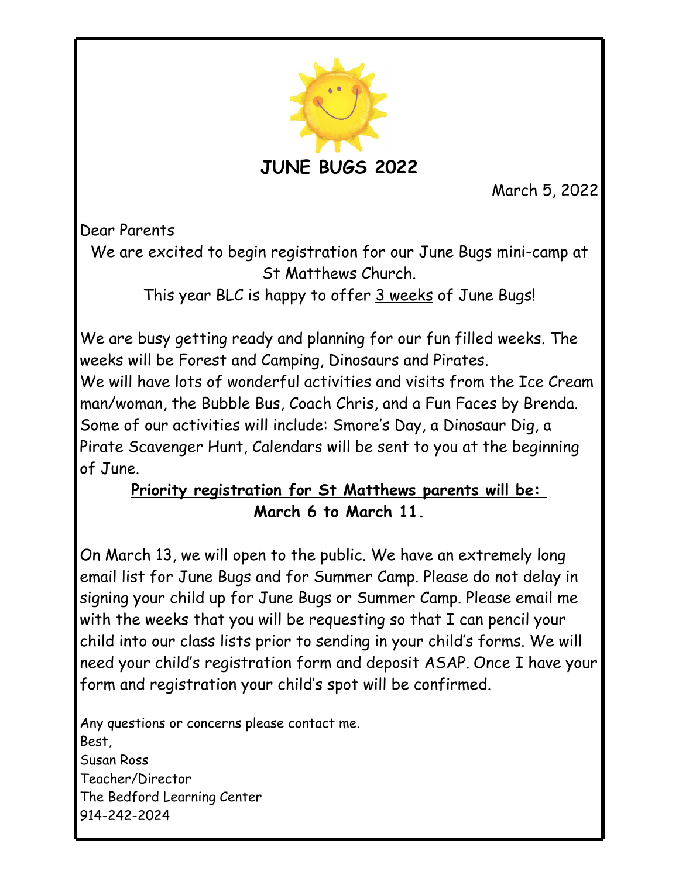# JUNE BUGS 2022

March 5, 2022

Dear Parents

We are excited to begin registration for our June Bugs mini-camp at St Matthews Church.

This year BLC is happy to offer <u>3 weeks</u> of June Bugs!

We are busy getting ready and planning for our fun filled weeks. The weeks will be Forest and Camping, Dinosaurs and Pirates.
We will have lots of wonderful activities and visits from the Ice Cream man/woman, the Bubble Bus, Coach Chris, and a Fun Faces by Brenda. Some of our activities will include: Smore's Day, a Dinosaur Dig, a Pirate Scavenger Hunt, Calendars will be sent to you at the beginning of June.

**<u>Priority registration for St Matthews parents will be: March 6 to March 11.</u>**

On March 13, we will open to the public. We have an extremely long email list for June Bugs and for Summer Camp. Please do not delay in signing your child up for June Bugs or Summer Camp. Please email me with the weeks that you will be requesting so that I can pencil your child into our class lists prior to sending in your child's forms. We will need your child's registration form and deposit ASAP. Once I have your form and registration your child's spot will be confirmed.

Any questions or concerns please contact me.
Best,
Susan Ross
Teacher/Director
The Bedford Learning Center
914-242-2024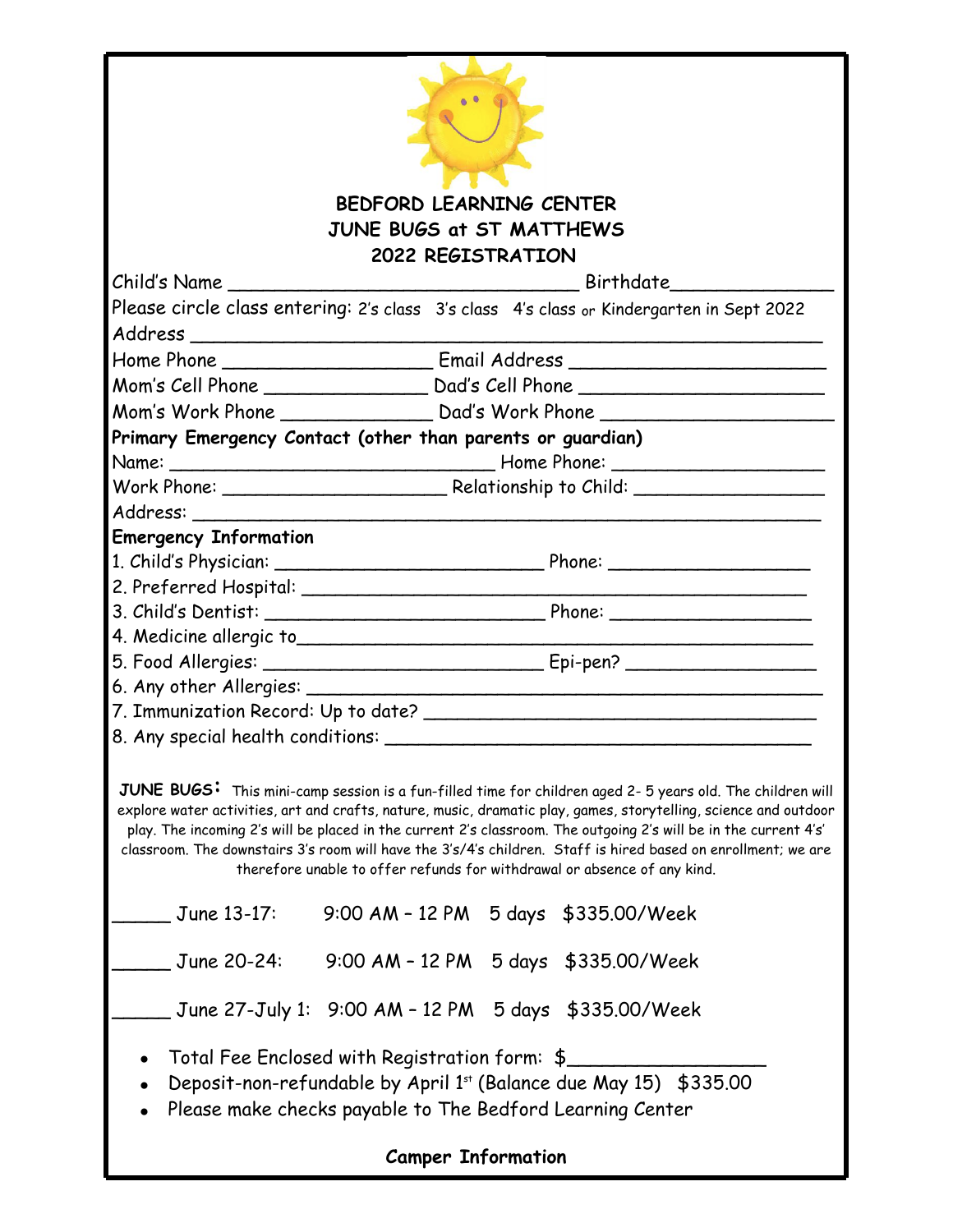**BEDFORD LEARNING CENTER**
**JUNE BUGS at ST MATTHEWS**
**2022 REGISTRATION**

Child's Name ______________________________ Birthdate______________

Please circle class entering: 2's class 3's class 4's class or Kindergarten in Sept 2022

Address ______________________________________________________

Home Phone ___________________ Email Address _______________________

Mom's Cell Phone _______________ Dad's Cell Phone _____________________

Mom's Work Phone ______________ Dad's Work Phone ____________________

**Primary Emergency Contact (other than parents or guardian)**

Name: _____________________________ Home Phone: ___________________

Work Phone: ____________________ Relationship to Child: _________________

Address: ______________________________________________________

**Emergency Information**

1. Child's Physician: ________________________ Phone: __________________
2. Preferred Hospital: _______________________________________________
3. Child's Dentist: _________________________ Phone: __________________
4. Medicine allergic to_______________________________________________
5. Food Allergies: __________________________ Epi-pen? ________________
6. Any other Allergies: _______________________________________________
7. Immunization Record: Up to date? __________________________________
8. Any special health conditions: _____________________________________

**JUNE BUGS:** This mini-camp session is a fun-filled time for children aged 2- 5 years old. The children will explore water activities, art and crafts, nature, music, dramatic play, games, storytelling, science and outdoor play. The incoming 2's will be placed in the current 2's classroom. The outgoing 2's will be in the current 4's' classroom. The downstairs 3's room will have the 3's/4's children. Staff is hired based on enrollment; we are therefore unable to offer refunds for withdrawal or absence of any kind.

_____ June 13-17: 9:00 AM – 12 PM 5 days $335.00/Week

_____ June 20-24: 9:00 AM – 12 PM 5 days $335.00/Week

_____ June 27-July 1: 9:00 AM – 12 PM 5 days $335.00/Week

- Total Fee Enclosed with Registration form: $_________________
- Deposit-non-refundable by April 1st (Balance due May 15) $335.00
- Please make checks payable to The Bedford Learning Center

**Camper Information**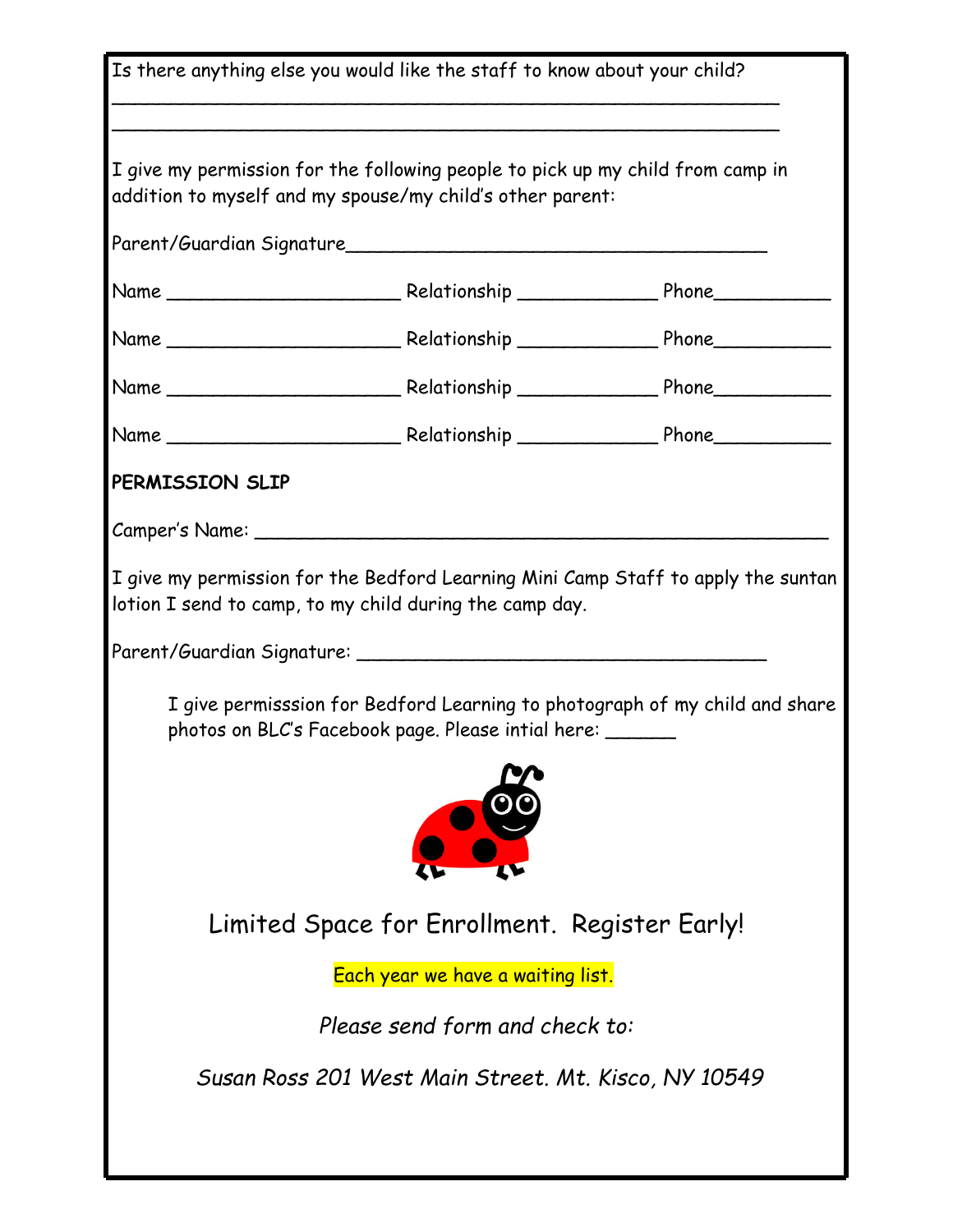Is there anything else you would like the staff to know about your child?

____________________________________________________________

____________________________________________________________

I give my permission for the following people to pick up my child from camp in addition to myself and my spouse/my child's other parent:

Parent/Guardian Signature______________________________________

Name _____________________ Relationship _____________ Phone___________

Name _____________________ Relationship _____________ Phone___________

Name _____________________ Relationship _____________ Phone___________

Name _____________________ Relationship _____________ Phone___________

**PERMISSION SLIP**

Camper's Name: ____________________________________________________

I give my permission for the Bedford Learning Mini Camp Staff to apply the suntan lotion I send to camp, to my child during the camp day.

Parent/Guardian Signature: ______________________________________

I give permisssion for Bedford Learning to photograph of my child and share photos on BLC's Facebook page. Please intial here: ______

Limited Space for Enrollment. Register Early!

Each year we have a waiting list.

*Please send form and check to:*

*Susan Ross 201 West Main Street. Mt. Kisco, NY 10549*